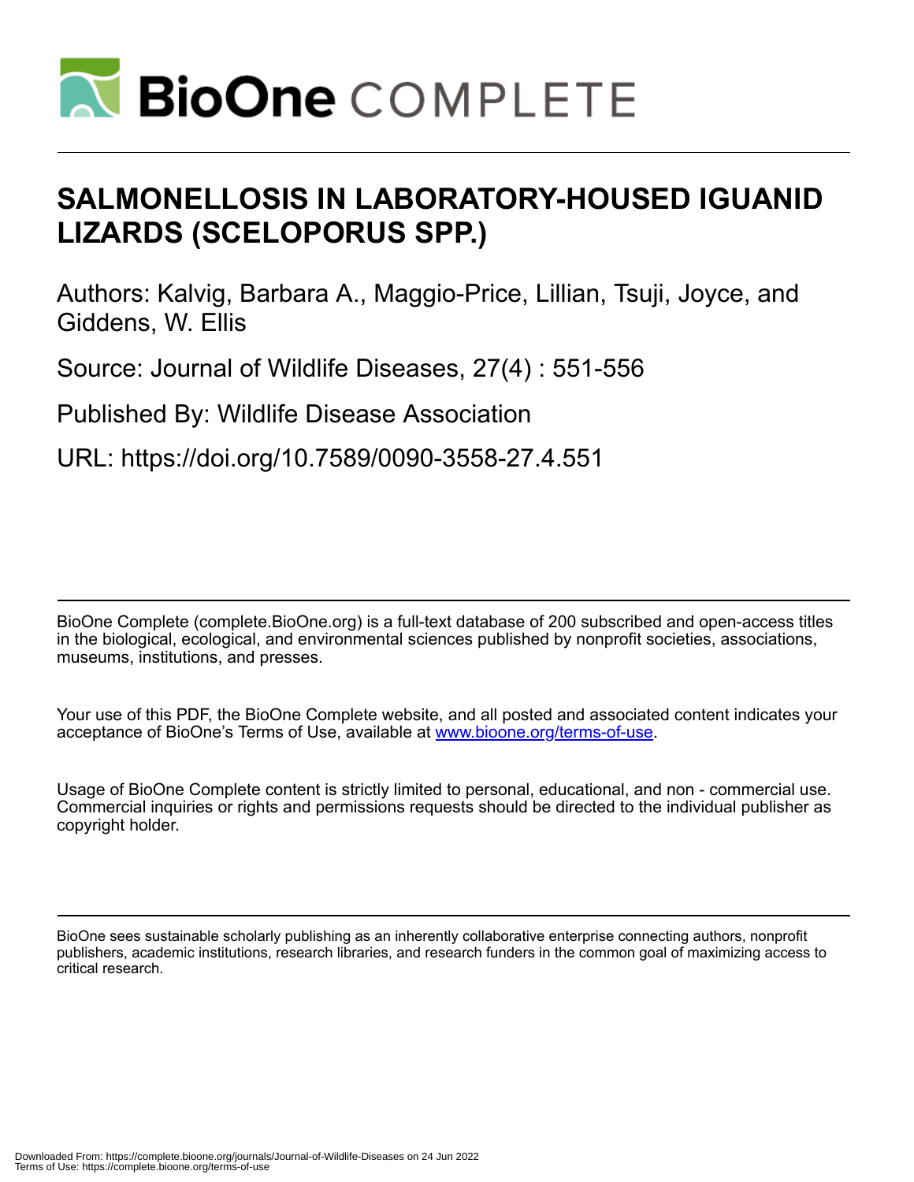# SALMONELLOSIS IN LABORATORY-HOUSED IGUANID LIZARDS (SCELOPORUS SPP.)

Authors: Kalvig, Barbara A., Maggio-Price, Lillian, Tsuji, Joyce, and Giddens, W. Ellis

Source: Journal of Wildlife Diseases, 27(4) : 551-556

Published By: Wildlife Disease Association

URL: https://doi.org/10.7589/0090-3558-27.4.551

BioOne Complete (complete.BioOne.org) is a full-text database of 200 subscribed and open-access titles in the biological, ecological, and environmental sciences published by nonprofit societies, associations, museums, institutions, and presses.

Your use of this PDF, the BioOne Complete website, and all posted and associated content indicates your acceptance of BioOne's Terms of Use, available at www.bioone.org/terms-of-use.

Usage of BioOne Complete content is strictly limited to personal, educational, and non - commercial use. Commercial inquiries or rights and permissions requests should be directed to the individual publisher as copyright holder.

BioOne sees sustainable scholarly publishing as an inherently collaborative enterprise connecting authors, nonprofit publishers, academic institutions, research libraries, and research funders in the common goal of maximizing access to critical research.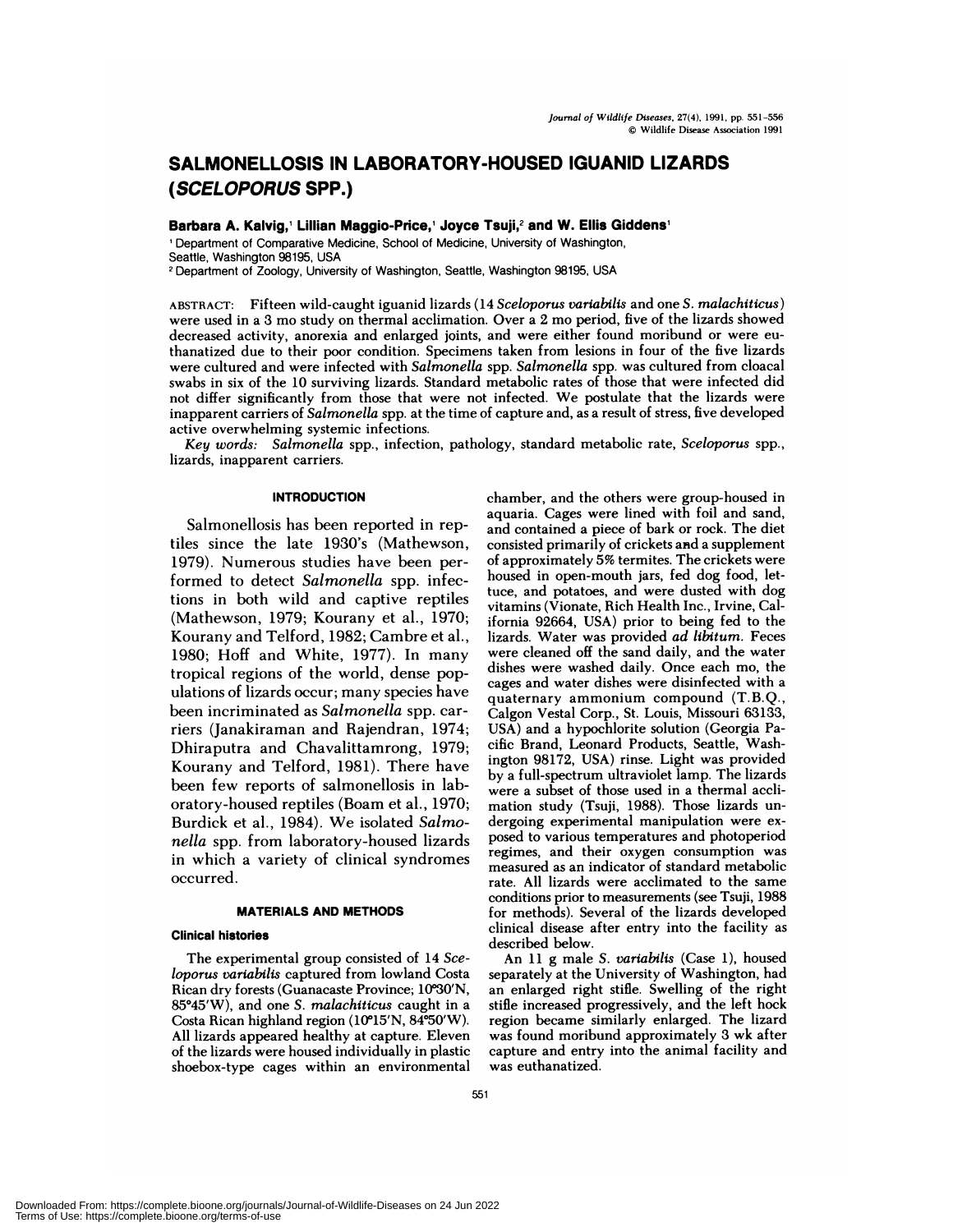# SALMONELLOSIS IN LABORATORY-HOUSED IGUANID LIZARDS (*SCELOPORUS* SPP.)

**Barbara A. Kalvig,[1] Lillian Maggio-Price,[1] Joyce Tsuji,[2] and W. Ellis Giddens[1]**

[1] Department of Comparative Medicine, School of Medicine, University of Washington, Seattle, Washington 98195, USA

[2] Department of Zoology, University of Washington, Seattle, Washington 98195, USA

ABSTRACT: Fifteen wild-caught iguanid lizards (14 *Sceloporus variabilis* and one *S. malachiticus*) were used in a 3 mo study on thermal acclimation. Over a 2 mo period, five of the lizards showed decreased activity, anorexia and enlarged joints, and were either found moribund or were euthanatized due to their poor condition. Specimens taken from lesions in four of the five lizards were cultured and were infected with *Salmonella* spp. *Salmonella* spp. was cultured from cloacal swabs in six of the 10 surviving lizards. Standard metabolic rates of those that were infected did not differ significantly from those that were not infected. We postulate that the lizards were inapparent carriers of *Salmonella* spp. at the time of capture and, as a result of stress, five developed active overwhelming systemic infections.

*Key words:* *Salmonella* spp., infection, pathology, standard metabolic rate, *Sceloporus* spp., lizards, inapparent carriers.

## INTRODUCTION

Salmonellosis has been reported in reptiles since the late 1930's (Mathewson, 1979). Numerous studies have been performed to detect *Salmonella* spp. infections in both wild and captive reptiles (Mathewson, 1979; Kourany et al., 1970; Kourany and Telford, 1982; Cambre et al., 1980; Hoff and White, 1977). In many tropical regions of the world, dense populations of lizards occur; many species have been incriminated as *Salmonella* spp. carriers (Janakiraman and Rajendran, 1974; Dhiraputra and Chavalittamrong, 1979; Kourany and Telford, 1981). There have been few reports of salmonellosis in laboratory-housed reptiles (Boam et al., 1970; Burdick et al., 1984). We isolated *Salmonella* spp. from laboratory-housed lizards in which a variety of clinical syndromes occurred.

## MATERIALS AND METHODS

### Clinical histories

The experimental group consisted of 14 *Sceloporus variabilis* captured from lowland Costa Rican dry forests (Guanacaste Province; 10°30′N, 85°45′W), and one *S. malachiticus* caught in a Costa Rican highland region (10°15′N, 84°50′W). All lizards appeared healthy at capture. Eleven of the lizards were housed individually in plastic shoebox-type cages within an environmental chamber, and the others were group-housed in aquaria. Cages were lined with foil and sand, and contained a piece of bark or rock. The diet consisted primarily of crickets and a supplement of approximately 5% termites. The crickets were housed in open-mouth jars, fed dog food, lettuce, and potatoes, and were dusted with dog vitamins (Vionate, Rich Health Inc., Irvine, California 92664, USA) prior to being fed to the lizards. Water was provided *ad libitum*. Feces were cleaned off the sand daily, and the water dishes were washed daily. Once each mo, the cages and water dishes were disinfected with a quaternary ammonium compound (T.B.Q., Calgon Vestal Corp., St. Louis, Missouri 63133, USA) and a hypochlorite solution (Georgia Pacific Brand, Leonard Products, Seattle, Washington 98172, USA) rinse. Light was provided by a full-spectrum ultraviolet lamp. The lizards were a subset of those used in a thermal acclimation study (Tsuji, 1988). Those lizards undergoing experimental manipulation were exposed to various temperatures and photoperiod regimes, and their oxygen consumption was measured as an indicator of standard metabolic rate. All lizards were acclimated to the same conditions prior to measurements (see Tsuji, 1988 for methods). Several of the lizards developed clinical disease after entry into the facility as described below.

An 11 g male *S. variabilis* (Case 1), housed separately at the University of Washington, had an enlarged right stifle. Swelling of the right stifle increased progressively, and the left hock region became similarly enlarged. The lizard was found moribund approximately 3 wk after capture and entry into the animal facility and was euthanatized.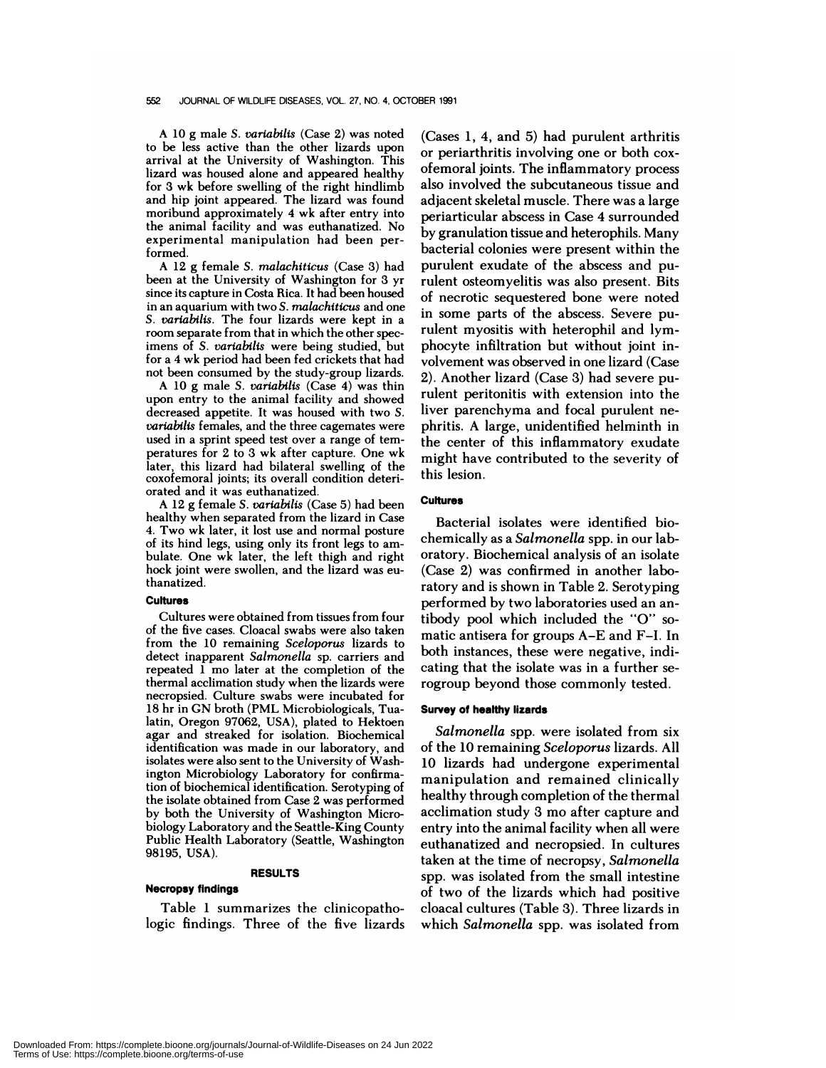A 10 g male *S. variabilis* (Case 2) was noted to be less active than the other lizards upon arrival at the University of Washington. This lizard was housed alone and appeared healthy for 3 wk before swelling of the right hindlimb and hip joint appeared. The lizard was found moribund approximately 4 wk after entry into the animal facility and was euthanatized. No experimental manipulation had been performed.

A 12 g female *S. malachiticus* (Case 3) had been at the University of Washington for 3 yr since its capture in Costa Rica. It had been housed in an aquarium with two *S. malachiticus* and one *S. variabilis*. The four lizards were kept in a room separate from that in which the other specimens of *S. variabilis* were being studied, but for a 4 wk period had been fed crickets that had not been consumed by the study-group lizards.

A 10 g male *S. variabilis* (Case 4) was thin upon entry to the animal facility and showed decreased appetite. It was housed with two *S. variabilis* females, and the three cagemates were used in a sprint speed test over a range of temperatures for 2 to 3 wk after capture. One wk later, this lizard had bilateral swelling of the coxofemoral joints; its overall condition deteriorated and it was euthanatized.

A 12 g female *S. variabilis* (Case 5) had been healthy when separated from the lizard in Case 4. Two wk later, it lost use and normal posture of its hind legs, using only its front legs to ambulate. One wk later, the left thigh and right hock joint were swollen, and the lizard was euthanatized.

#### Cultures

Cultures were obtained from tissues from four of the five cases. Cloacal swabs were also taken from the 10 remaining *Sceloporus* lizards to detect inapparent *Salmonella* sp. carriers and repeated 1 mo later at the completion of the thermal acclimation study when the lizards were necropsied. Culture swabs were incubated for 18 hr in GN broth (PML Microbiologicals, Tualatin, Oregon 97062, USA), plated to Hektoen agar and streaked for isolation. Biochemical identification was made in our laboratory, and isolates were also sent to the University of Washington Microbiology Laboratory for confirmation of biochemical identification. Serotyping of the isolate obtained from Case 2 was performed by both the University of Washington Microbiology Laboratory and the Seattle-King County Public Health Laboratory (Seattle, Washington 98195, USA).

## RESULTS

#### Necropsy findings

Table 1 summarizes the clinicopathologic findings. Three of the five lizards (Cases 1, 4, and 5) had purulent arthritis or periarthritis involving one or both coxofemoral joints. The inflammatory process also involved the subcutaneous tissue and adjacent skeletal muscle. There was a large periarticular abscess in Case 4 surrounded by granulation tissue and heterophils. Many bacterial colonies were present within the purulent exudate of the abscess and purulent osteomyelitis was also present. Bits of necrotic sequestered bone were noted in some parts of the abscess. Severe purulent myositis with heterophil and lymphocyte infiltration but without joint involvement was observed in one lizard (Case 2). Another lizard (Case 3) had severe purulent peritonitis with extension into the liver parenchyma and focal purulent nephritis. A large, unidentified helminth in the center of this inflammatory exudate might have contributed to the severity of this lesion.

#### Cultures

Bacterial isolates were identified biochemically as a *Salmonella* spp. in our laboratory. Biochemical analysis of an isolate (Case 2) was confirmed in another laboratory and is shown in Table 2. Serotyping performed by two laboratories used an antibody pool which included the "O" somatic antisera for groups A–E and F–I. In both instances, these were negative, indicating that the isolate was in a further serogroup beyond those commonly tested.

#### Survey of healthy lizards

*Salmonella* spp. were isolated from six of the 10 remaining *Sceloporus* lizards. All 10 lizards had undergone experimental manipulation and remained clinically healthy through completion of the thermal acclimation study 3 mo after capture and entry into the animal facility when all were euthanatized and necropsied. In cultures taken at the time of necropsy, *Salmonella* spp. was isolated from the small intestine of two of the lizards which had positive cloacal cultures (Table 3). Three lizards in which *Salmonella* spp. was isolated from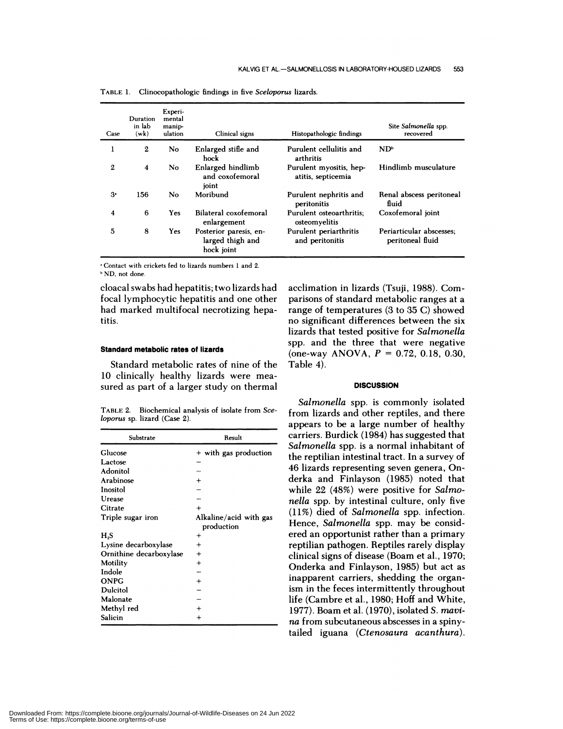TABLE 1. Clinicopathologic findings in five *Sceloporus* lizards.

| Case | Duration in lab (wk) | Experimental manipulation | Clinical signs | Histopathologic findings | Site *Salmonella* spp. recovered |
|---|---|---|---|---|---|
| 1 | 2 | No | Enlarged stifle and hock | Purulent cellulitis and arthritis | ND[b] |
| 2 | 4 | No | Enlarged hindlimb and coxofemoral joint | Purulent myositis, hepatitis, septicemia | Hindlimb musculature |
| 3[a] | 156 | No | Moribund | Purulent nephritis and peritonitis | Renal abscess peritoneal fluid |
| 4 | 6 | Yes | Bilateral coxofemoral enlargement | Purulent osteoarthritis; osteomyelitis | Coxofemoral joint |
| 5 | 8 | Yes | Posterior paresis, enlarged thigh and hock joint | Purulent periarthritis and peritonitis | Periarticular abscesses; peritoneal fluid |

[a] Contact with crickets fed to lizards numbers 1 and 2.
[b] ND, not done.

cloacal swabs had hepatitis; two lizards had focal lymphocytic hepatitis and one other had marked multifocal necrotizing hepatitis.

### Standard metabolic rates of lizards

Standard metabolic rates of nine of the 10 clinically healthy lizards were measured as part of a larger study on thermal acclimation in lizards (Tsuji, 1988). Comparisons of standard metabolic ranges at a range of temperatures (3 to 35 C) showed no significant differences between the six lizards that tested positive for *Salmonella* spp. and the three that were negative (one-way ANOVA, $P = 0.72, 0.18, 0.30$, Table 4).

TABLE 2. Biochemical analysis of isolate from *Sceloporus* sp. lizard (Case 2).

| Substrate | Result |
|---|---|
| Glucose | + with gas production |
| Lactose | − |
| Adonitol | − |
| Arabinose | + |
| Inositol | − |
| Urease | − |
| Citrate | + |
| Triple sugar iron | Alkaline/acid with gas production |
| $H_2S$ | + |
| Lysine decarboxylase | + |
| Ornithine decarboxylase | + |
| Motility | + |
| Indole | − |
| ONPG | + |
| Dulcitol | − |
| Malonate | − |
| Methyl red | + |
| Salicin | + |

## DISCUSSION

*Salmonella* spp. is commonly isolated from lizards and other reptiles, and there appears to be a large number of healthy carriers. Burdick (1984) has suggested that *Salmonella* spp. is a normal inhabitant of the reptilian intestinal tract. In a survey of 46 lizards representing seven genera, Onderka and Finlayson (1985) noted that while 22 (48%) were positive for *Salmonella* spp. by intestinal culture, only five (11%) died of *Salmonella* spp. infection. Hence, *Salmonella* spp. may be considered an opportunist rather than a primary reptilian pathogen. Reptiles rarely display clinical signs of disease (Boam et al., 1970; Onderka and Finlayson, 1985) but act as inapparent carriers, shedding the organism in the feces intermittently throughout life (Cambre et al., 1980; Hoff and White, 1977). Boam et al. (1970), isolated *S. mavina* from subcutaneous abscesses in a spiny-tailed iguana (*Ctenosaura acanthura*).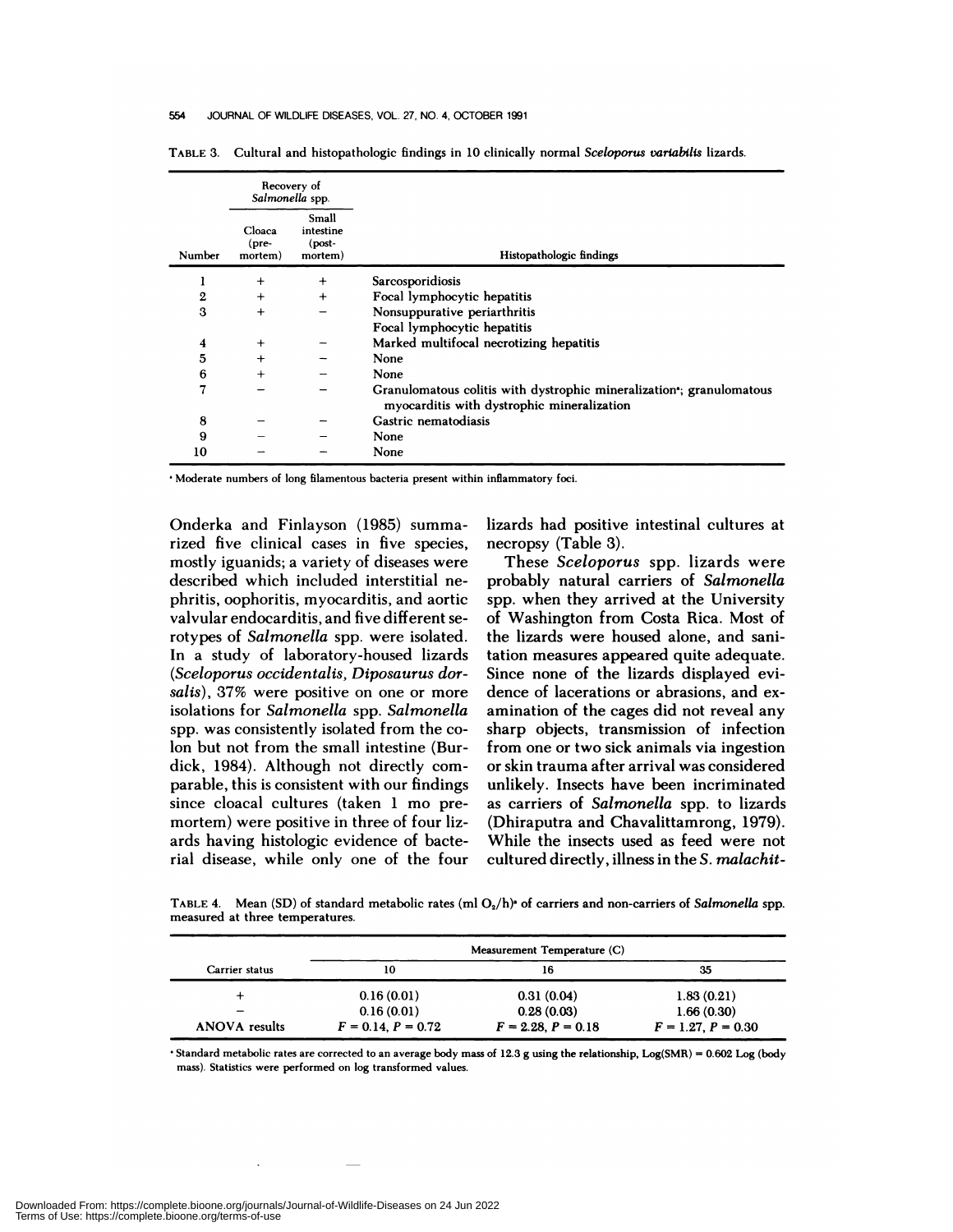TABLE 3. Cultural and histopathologic findings in 10 clinically normal *Sceloporus variabilis* lizards.

| Number | Recovery of *Salmonella* spp. Cloaca (pre-mortem) | Recovery of *Salmonella* spp. Small intestine (post-mortem) | Histopathologic findings |
|---|---|---|---|
| 1 | + | + | Sarcosporidiosis |
| 2 | + | + | Focal lymphocytic hepatitis |
| 3 | + | − | Nonsuppurative periarthritis<br>Focal lymphocytic hepatitis |
| 4 | + | − | Marked multifocal necrotizing hepatitis |
| 5 | + | − | None |
| 6 | + | − | None |
| 7 | − | − | Granulomatous colitis with dystrophic mineralization[a]; granulomatous myocarditis with dystrophic mineralization |
| 8 | − | − | Gastric nematodiasis |
| 9 | − | − | None |
| 10 | − | − | None |

[a] Moderate numbers of long filamentous bacteria present within inflammatory foci.

Onderka and Finlayson (1985) summarized five clinical cases in five species, mostly iguanids; a variety of diseases were described which included interstitial nephritis, oophoritis, myocarditis, and aortic valvular endocarditis, and five different serotypes of *Salmonella* spp. were isolated. In a study of laboratory-housed lizards (*Sceloporus occidentalis, Diposaurus dorsalis*), 37% were positive on one or more isolations for *Salmonella* spp. *Salmonella* spp. was consistently isolated from the colon but not from the small intestine (Burdick, 1984). Although not directly comparable, this is consistent with our findings since cloacal cultures (taken 1 mo premortem) were positive in three of four lizards having histologic evidence of bacterial disease, while only one of the four lizards had positive intestinal cultures at necropsy (Table 3).

These *Sceloporus* spp. lizards were probably natural carriers of *Salmonella* spp. when they arrived at the University of Washington from Costa Rica. Most of the lizards were housed alone, and sanitation measures appeared quite adequate. Since none of the lizards displayed evidence of lacerations or abrasions, and examination of the cages did not reveal any sharp objects, transmission of infection from one or two sick animals via ingestion or skin trauma after arrival was considered unlikely. Insects have been incriminated as carriers of *Salmonella* spp. to lizards (Dhiraputra and Chavalittamrong, 1979). While the insects used as feed were not cultured directly, illness in the *S. malachit-*

TABLE 4. Mean (SD) of standard metabolic rates (ml $O_2$/h)[a] of carriers and non-carriers of *Salmonella* spp. measured at three temperatures.

| Carrier status | Measurement Temperature (C) 10 | 16 | 35 |
|---|---|---|---|
| + | 0.16 (0.01) | 0.31 (0.04) | 1.83 (0.21) |
| − | 0.16 (0.01) | 0.28 (0.03) | 1.66 (0.30) |
| ANOVA results | $F = 0.14, P = 0.72$ | $F = 2.28, P = 0.18$ | $F = 1.27, P = 0.30$ |

[a] Standard metabolic rates are corrected to an average body mass of 12.3 g using the relationship, Log(SMR) = 0.602 Log (body mass). Statistics were performed on log transformed values.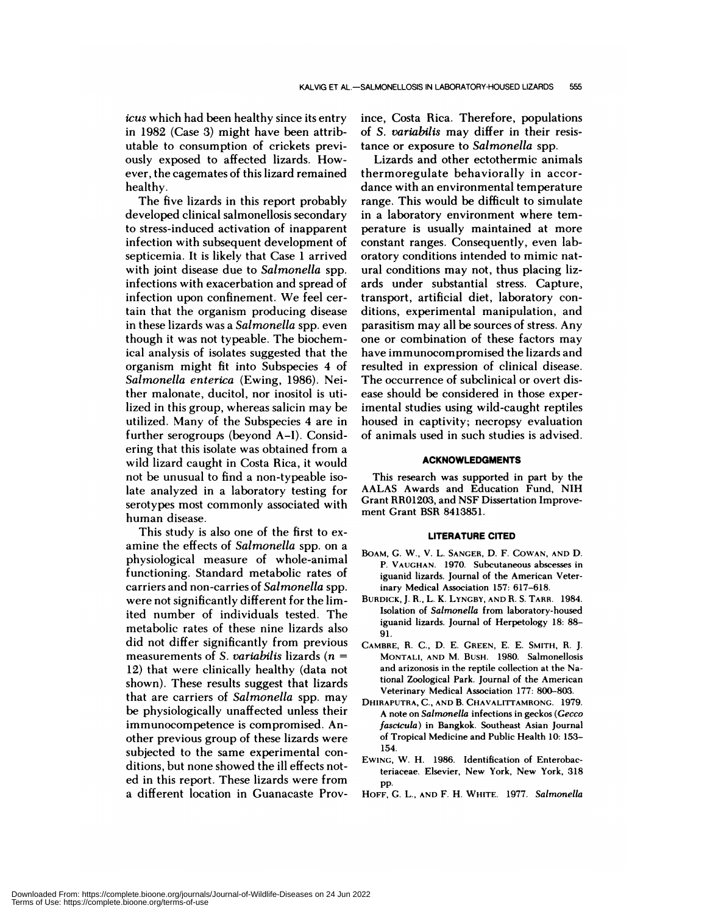*icus* which had been healthy since its entry in 1982 (Case 3) might have been attributable to consumption of crickets previously exposed to affected lizards. However, the cagemates of this lizard remained healthy.

The five lizards in this report probably developed clinical salmonellosis secondary to stress-induced activation of inapparent infection with subsequent development of septicemia. It is likely that Case 1 arrived with joint disease due to *Salmonella* spp. infections with exacerbation and spread of infection upon confinement. We feel certain that the organism producing disease in these lizards was a *Salmonella* spp. even though it was not typeable. The biochemical analysis of isolates suggested that the organism might fit into Subspecies 4 of *Salmonella enterica* (Ewing, 1986). Neither malonate, ducitol, nor inositol is utilized in this group, whereas salicin may be utilized. Many of the Subspecies 4 are in further serogroups (beyond A–I). Considering that this isolate was obtained from a wild lizard caught in Costa Rica, it would not be unusual to find a non-typeable isolate analyzed in a laboratory testing for serotypes most commonly associated with human disease.

This study is also one of the first to examine the effects of *Salmonella* spp. on a physiological measure of whole-animal functioning. Standard metabolic rates of carriers and non-carries of *Salmonella* spp. were not significantly different for the limited number of individuals tested. The metabolic rates of these nine lizards also did not differ significantly from previous measurements of *S. variabilis* lizards ($n = 12$) that were clinically healthy (data not shown). These results suggest that lizards that are carriers of *Salmonella* spp. may be physiologically unaffected unless their immunocompetence is compromised. Another previous group of these lizards were subjected to the same experimental conditions, but none showed the ill effects noted in this report. These lizards were from a different location in Guanacaste Province, Costa Rica. Therefore, populations of *S. variabilis* may differ in their resistance or exposure to *Salmonella* spp.

Lizards and other ectothermic animals thermoregulate behaviorally in accordance with an environmental temperature range. This would be difficult to simulate in a laboratory environment where temperature is usually maintained at more constant ranges. Consequently, even laboratory conditions intended to mimic natural conditions may not, thus placing lizards under substantial stress. Capture, transport, artificial diet, laboratory conditions, experimental manipulation, and parasitism may all be sources of stress. Any one or combination of these factors may have immunocompromised the lizards and resulted in expression of clinical disease. The occurrence of subclinical or overt disease should be considered in those experimental studies using wild-caught reptiles housed in captivity; necropsy evaluation of animals used in such studies is advised.

## ACKNOWLEDGMENTS

This research was supported in part by the AALAS Awards and Education Fund, NIH Grant RR01203, and NSF Dissertation Improvement Grant BSR 8413851.

## LITERATURE CITED

BOAM, G. W., V. L. SANGER, D. F. COWAN, AND D. P. VAUGHAN. 1970. Subcutaneous abscesses in iguanid lizards. Journal of the American Veterinary Medical Association 157: 617–618.

BURDICK, J. R., L. K. LYNGBY, AND R. S. TARR. 1984. Isolation of *Salmonella* from laboratory-housed iguanid lizards. Journal of Herpetology 18: 88–91.

CAMBRE, R. C., D. E. GREEN, E. E. SMITH, R. J. MONTALI, AND M. BUSH. 1980. Salmonellosis and arizonosis in the reptile collection at the National Zoological Park. Journal of the American Veterinary Medical Association 177: 800–803.

DHIRAPUTRA, C., AND B. CHAVALITTAMRONG. 1979. A note on *Salmonella* infections in geckos (*Gecco fascicula*) in Bangkok. Southeast Asian Journal of Tropical Medicine and Public Health 10: 153–154.

EWING, W. H. 1986. Identification of Enterobacteriaceae. Elsevier, New York, New York, 318 pp.

HOFF, G. L., AND F. H. WHITE. 1977. *Salmonella*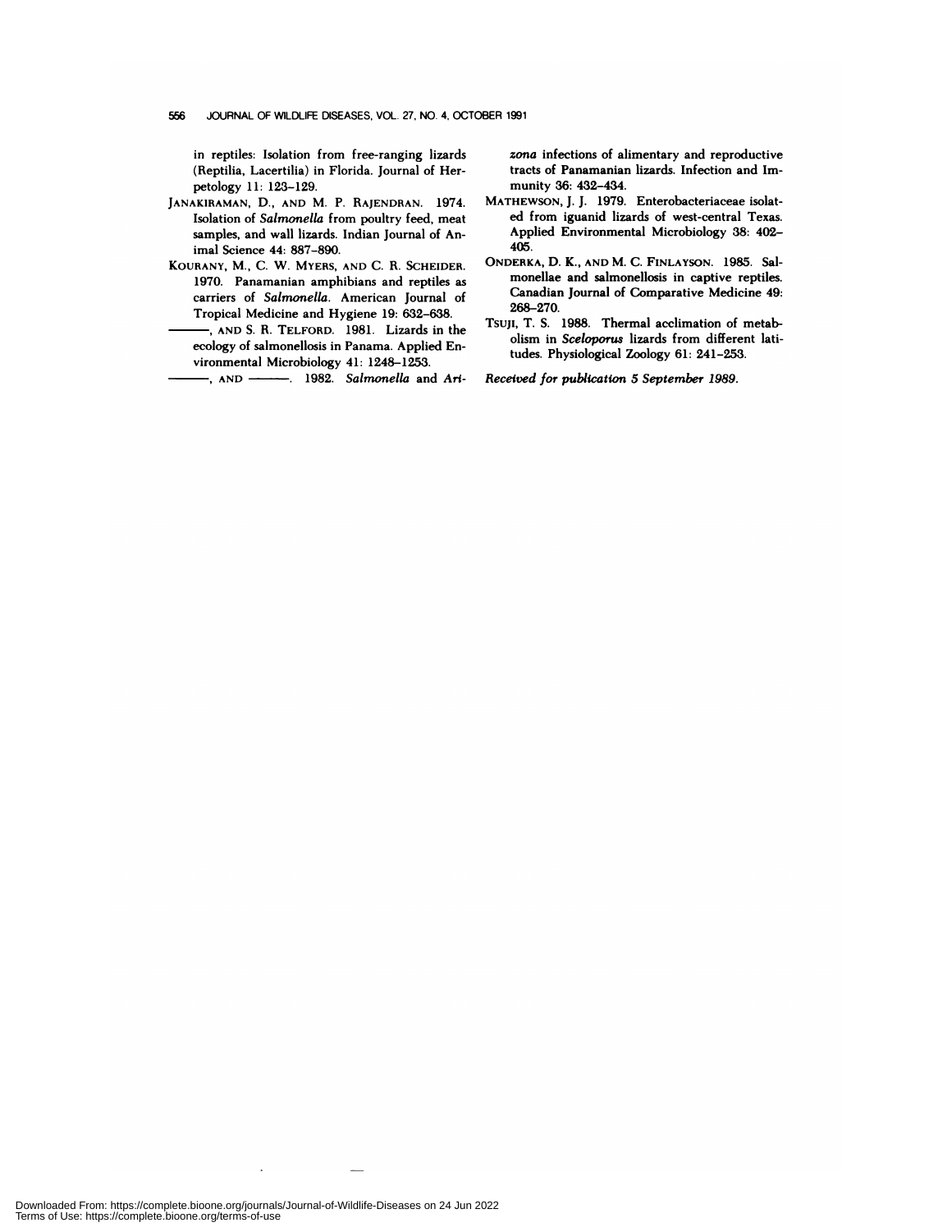in reptiles: Isolation from free-ranging lizards (Reptilia, Lacertilia) in Florida. Journal of Herpetology 11: 123–129.

JANAKIRAMAN, D., AND M. P. RAJENDRAN. 1974. Isolation of *Salmonella* from poultry feed, meat samples, and wall lizards. Indian Journal of Animal Science 44: 887–890.

KOURANY, M., C. W. MYERS, AND C. R. SCHEIDER. 1970. Panamanian amphibians and reptiles as carriers of *Salmonella*. American Journal of Tropical Medicine and Hygiene 19: 632–638.

———, AND S. R. TELFORD. 1981. Lizards in the ecology of salmonellosis in Panama. Applied Environmental Microbiology 41: 1248–1253.

———, AND ———. 1982. *Salmonella* and *Arizona* infections of alimentary and reproductive tracts of Panamanian lizards. Infection and Immunity 36: 432–434.

MATHEWSON, J. J. 1979. Enterobacteriaceae isolated from iguanid lizards of west-central Texas. Applied Environmental Microbiology 38: 402–405.

ONDERKA, D. K., AND M. C. FINLAYSON. 1985. Salmonellae and salmonellosis in captive reptiles. Canadian Journal of Comparative Medicine 49: 268–270.

TSUJI, T. S. 1988. Thermal acclimation of metabolism in *Sceloporus* lizards from different latitudes. Physiological Zoology 61: 241–253.

*Received for publication 5 September 1989.*